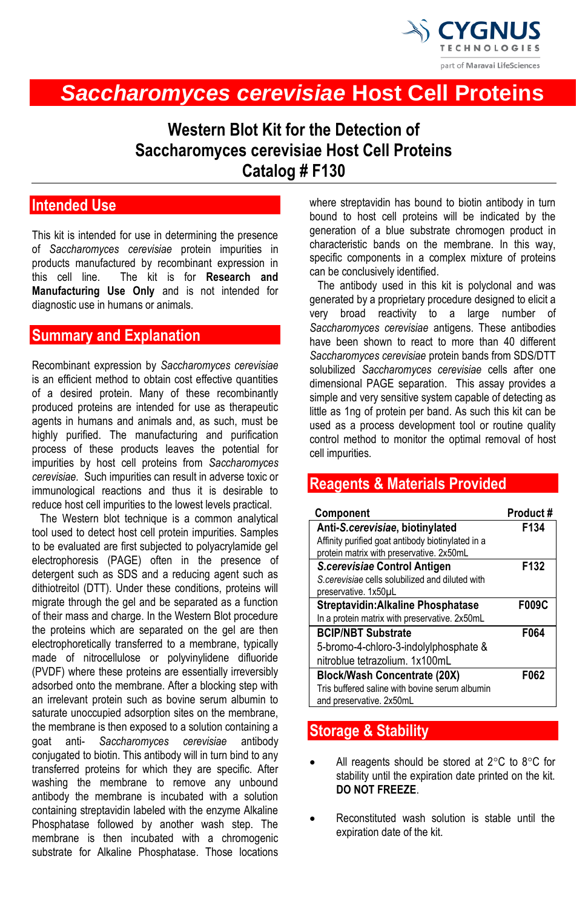# *Saccharomyces cerevisiae* Host Cell Proteins

## Western Blot Kit for the Detection of Saccharomyces cerevisiae Host Cell Proteins Catalog # F130

## Intended Use

This kit is intended for use in determining the presence of *Saccharomyces cerevisiae* protein impurities in products manufactured by recombinant expression in this cell line. The kit is for **Research and Manufacturing Use Only** and is not intended for diagnostic use in humans or animals.

## Summary and Explanation

Recombinant expression by *Saccharomyces cerevisiae* is an efficient method to obtain cost effective quantities of a desired protein. Many of these recombinantly produced proteins are intended for use as therapeutic agents in humans and animals and, as such, must be highly purified. The manufacturing and purification process of these products leaves the potential for impurities by host cell proteins from *Saccharomyces cerevisiae*. Such impurities can result in adverse toxic or immunological reactions and thus it is desirable to reduce host cell impurities to the lowest levels practical.

The Western blot technique is a common analytical tool used to detect host cell protein impurities. Samples to be evaluated are first subjected to polyacrylamide gel electrophoresis (PAGE) often in the presence of detergent such as SDS and a reducing agent such as dithiotreitol (DTT). Under these conditions, proteins will migrate through the gel and be separated as a function of their mass and charge. In the Western Blot procedure the proteins which are separated on the gel are then electrophoretically transferred to a membrane, typically made of nitrocellulose or polyvinylidene difluoride (PVDF) where these proteins are essentially irreversibly adsorbed onto the membrane. After a blocking step with an irrelevant protein such as bovine serum albumin to saturate unoccupied adsorption sites on the membrane, the membrane is then exposed to a solution containing a goat anti- *Saccharomyces cerevisiae* antibody conjugated to biotin. This antibody will in turn bind to any transferred proteins for which they are specific. After washing the membrane to remove any unbound antibody the membrane is incubated with a solution containing streptavidin labeled with the enzyme Alkaline Phosphatase followed by another wash step. The membrane is then incubated with a chromogenic substrate for Alkaline Phosphatase. Those locations where streptavidin has bound to biotin antibody in turn bound to host cell proteins will be indicated by the generation of a blue substrate chromogen product in characteristic bands on the membrane. In this way, specific components in a complex mixture of proteins can be conclusively identified.

The antibody used in this kit is polyclonal and was generated by a proprietary procedure designed to elicit a very broad reactivity to a large number of *Saccharomyces cerevisiae* antigens. These antibodies have been shown to react to more than 40 different *Saccharomyces cerevisiae* protein bands from SDS/DTT solubilized *Saccharomyces cerevisiae* cells after one dimensional PAGE separation. This assay provides a simple and very sensitive system capable of detecting as little as 1ng of protein per band. As such this kit can be used as a process development tool or routine quality control method to monitor the optimal removal of host cell impurities.

## Reagents & Materials Provided

| Component | Product # |
|---|---|
| **Anti-*S.cerevisiae*, biotinylated**<br>Affinity purified goat antibody biotinylated in a protein matrix with preservative. 2x50mL | **F134** |
| ***S.cerevisiae* Control Antigen**<br>*S.cerevisiae* cells solubilized and diluted with preservative. 1x50µL | **F132** |
| **Streptavidin:Alkaline Phosphatase**<br>In a protein matrix with preservative. 2x50mL | **F009C** |
| **BCIP/NBT Substrate**<br>5-bromo-4-chloro-3-indolylphosphate & nitroblue tetrazolium. 1x100mL | **F064** |
| **Block/Wash Concentrate (20X)**<br>Tris buffered saline with bovine serum albumin and preservative. 2x50mL | **F062** |

## Storage & Stability

- All reagents should be stored at 2°C to 8°C for stability until the expiration date printed on the kit. **DO NOT FREEZE**.
- Reconstituted wash solution is stable until the expiration date of the kit.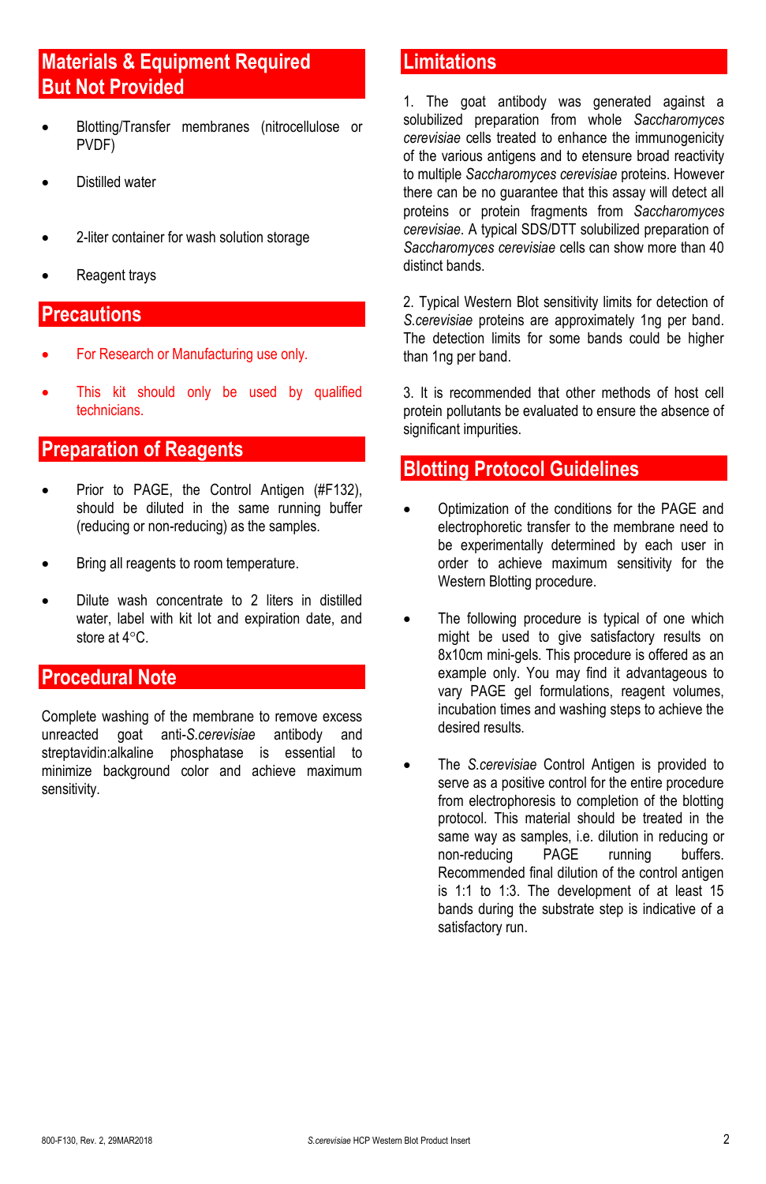## Materials & Equipment Required But Not Provided

- Blotting/Transfer membranes (nitrocellulose or PVDF)
- Distilled water
- 2-liter container for wash solution storage
- Reagent trays

## Precautions

- For Research or Manufacturing use only.
- This kit should only be used by qualified technicians.

## Preparation of Reagents

- Prior to PAGE, the Control Antigen (#F132), should be diluted in the same running buffer (reducing or non-reducing) as the samples.
- Bring all reagents to room temperature.
- Dilute wash concentrate to 2 liters in distilled water, label with kit lot and expiration date, and store at 4°C.

## Procedural Note

Complete washing of the membrane to remove excess unreacted goat anti-*S.cerevisiae* antibody and streptavidin:alkaline phosphatase is essential to minimize background color and achieve maximum sensitivity.

## Limitations

1. The goat antibody was generated against a solubilized preparation from whole *Saccharomyces cerevisiae* cells treated to enhance the immunogenicity of the various antigens and to ensure broad reactivity to multiple *Saccharomyces cerevisiae* proteins. However there can be no guarantee that this assay will detect all proteins or protein fragments from *Saccharomyces cerevisiae*. A typical SDS/DTT solubilized preparation of *Saccharomyces cerevisiae* cells can show more than 40 distinct bands.

2. Typical Western Blot sensitivity limits for detection of *S.cerevisiae* proteins are approximately 1ng per band. The detection limits for some bands could be higher than 1ng per band.

3. It is recommended that other methods of host cell protein pollutants be evaluated to ensure the absence of significant impurities.

## Blotting Protocol Guidelines

- Optimization of the conditions for the PAGE and electrophoretic transfer to the membrane need to be experimentally determined by each user in order to achieve maximum sensitivity for the Western Blotting procedure.
- The following procedure is typical of one which might be used to give satisfactory results on 8x10cm mini-gels. This procedure is offered as an example only. You may find it advantageous to vary PAGE gel formulations, reagent volumes, incubation times and washing steps to achieve the desired results.
- The *S.cerevisiae* Control Antigen is provided to serve as a positive control for the entire procedure from electrophoresis to completion of the blotting protocol. This material should be treated in the same way as samples, i.e. dilution in reducing or non-reducing PAGE running buffers. Recommended final dilution of the control antigen is 1:1 to 1:3. The development of at least 15 bands during the substrate step is indicative of a satisfactory run.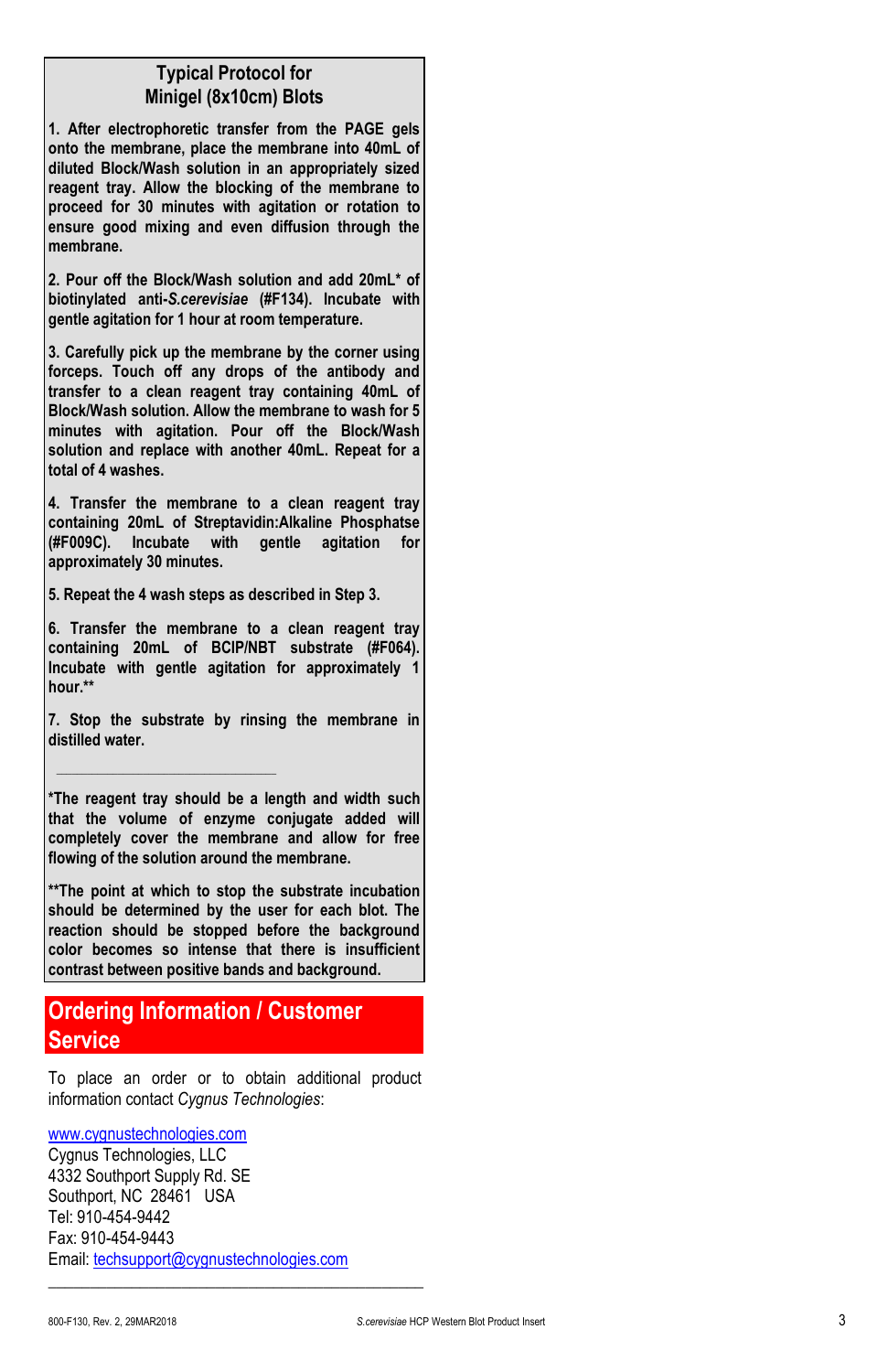## Typical Protocol for Minigel (8x10cm) Blots

**1. After electrophoretic transfer from the PAGE gels onto the membrane, place the membrane into 40mL of diluted Block/Wash solution in an appropriately sized reagent tray. Allow the blocking of the membrane to proceed for 30 minutes with agitation or rotation to ensure good mixing and even diffusion through the membrane.**

**2. Pour off the Block/Wash solution and add 20mL* of biotinylated anti-*S.cerevisiae* (#F134). Incubate with gentle agitation for 1 hour at room temperature.**

**3. Carefully pick up the membrane by the corner using forceps. Touch off any drops of the antibody and transfer to a clean reagent tray containing 40mL of Block/Wash solution. Allow the membrane to wash for 5 minutes with agitation. Pour off the Block/Wash solution and replace with another 40mL. Repeat for a total of 4 washes.**

**4. Transfer the membrane to a clean reagent tray containing 20mL of Streptavidin:Alkaline Phosphatase (#F009C). Incubate with gentle agitation for approximately 30 minutes.**

**5. Repeat the 4 wash steps as described in Step 3.**

**6. Transfer the membrane to a clean reagent tray containing 20mL of BCIP/NBT substrate (#F064). Incubate with gentle agitation for approximately 1 hour.****

**7. Stop the substrate by rinsing the membrane in distilled water.**

---

***The reagent tray should be a length and width such that the volume of enzyme conjugate added will completely cover the membrane and allow for free flowing of the solution around the membrane.**

****The point at which to stop the substrate incubation should be determined by the user for each blot. The reaction should be stopped before the background color becomes so intense that there is insufficient contrast between positive bands and background.**

## Ordering Information / Customer Service

To place an order or to obtain additional product information contact *Cygnus Technologies*:

www.cygnustechnologies.com
Cygnus Technologies, LLC
4332 Southport Supply Rd. SE
Southport, NC 28461 USA
Tel: 910-454-9442
Fax: 910-454-9443
Email: techsupport@cygnustechnologies.com